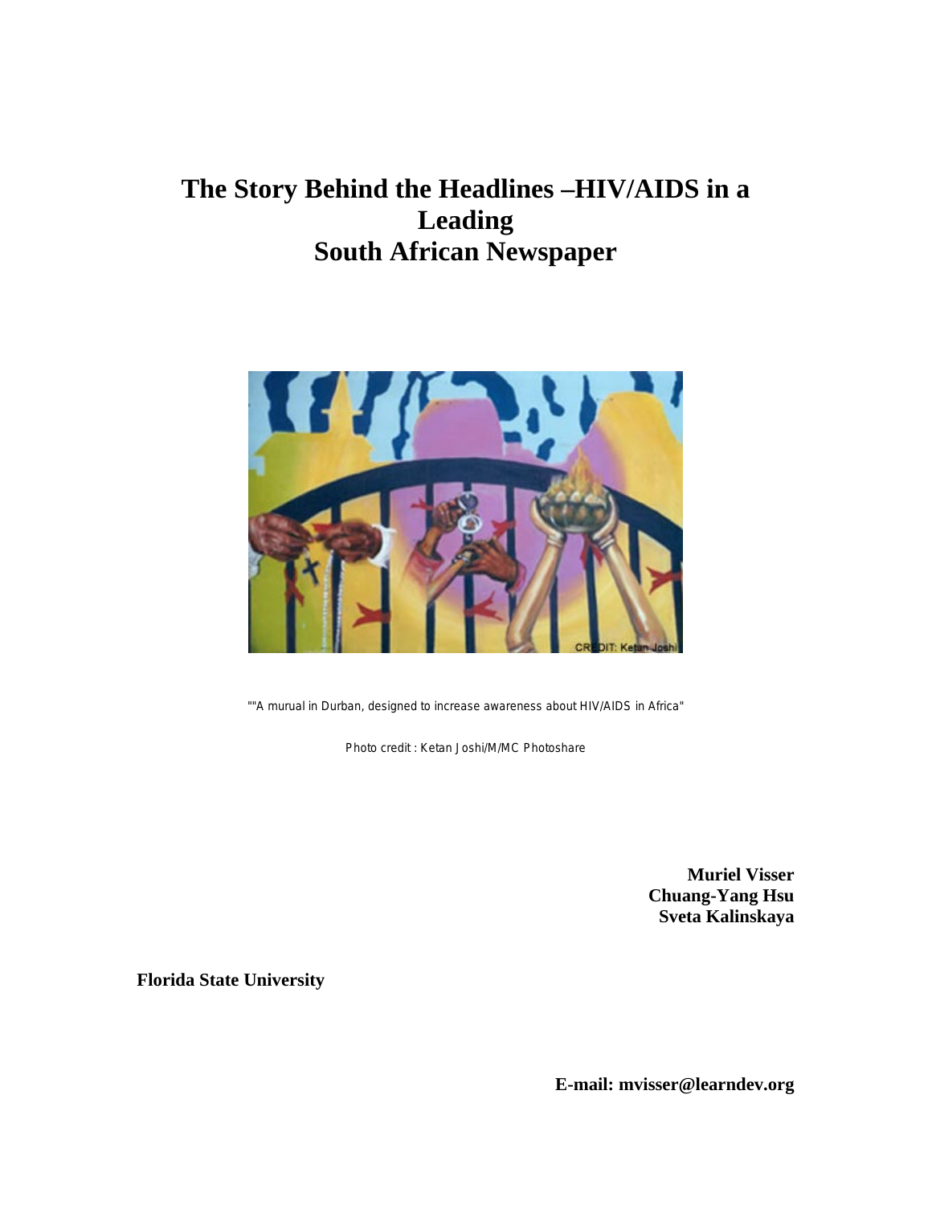# The Story Behind the Headlines –HIV/AIDS in a Leading South African Newspaper

""A murual in Durban, designed to increase awareness about HIV/AIDS in Africa"

Photo credit : Ketan Joshi/M/MC Photoshare

**Muriel Visser**
**Chuang-Yang Hsu**
**Sveta Kalinskaya**

**Florida State University**

**E-mail: mvisser@learndev.org**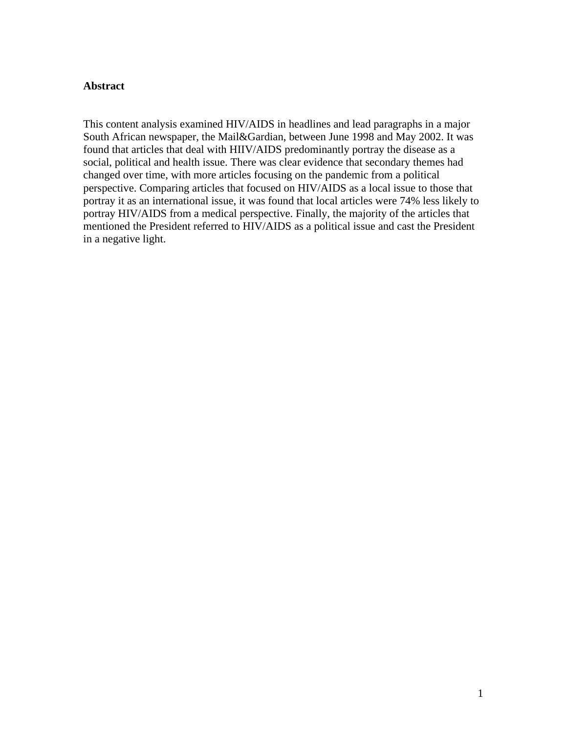**Abstract**

This content analysis examined HIV/AIDS in headlines and lead paragraphs in a major South African newspaper, the Mail&Gardian, between June 1998 and May 2002. It was found that articles that deal with HIIV/AIDS predominantly portray the disease as a social, political and health issue. There was clear evidence that secondary themes had changed over time, with more articles focusing on the pandemic from a political perspective. Comparing articles that focused on HIV/AIDS as a local issue to those that portray it as an international issue, it was found that local articles were 74% less likely to portray HIV/AIDS from a medical perspective. Finally, the majority of the articles that mentioned the President referred to HIV/AIDS as a political issue and cast the President in a negative light.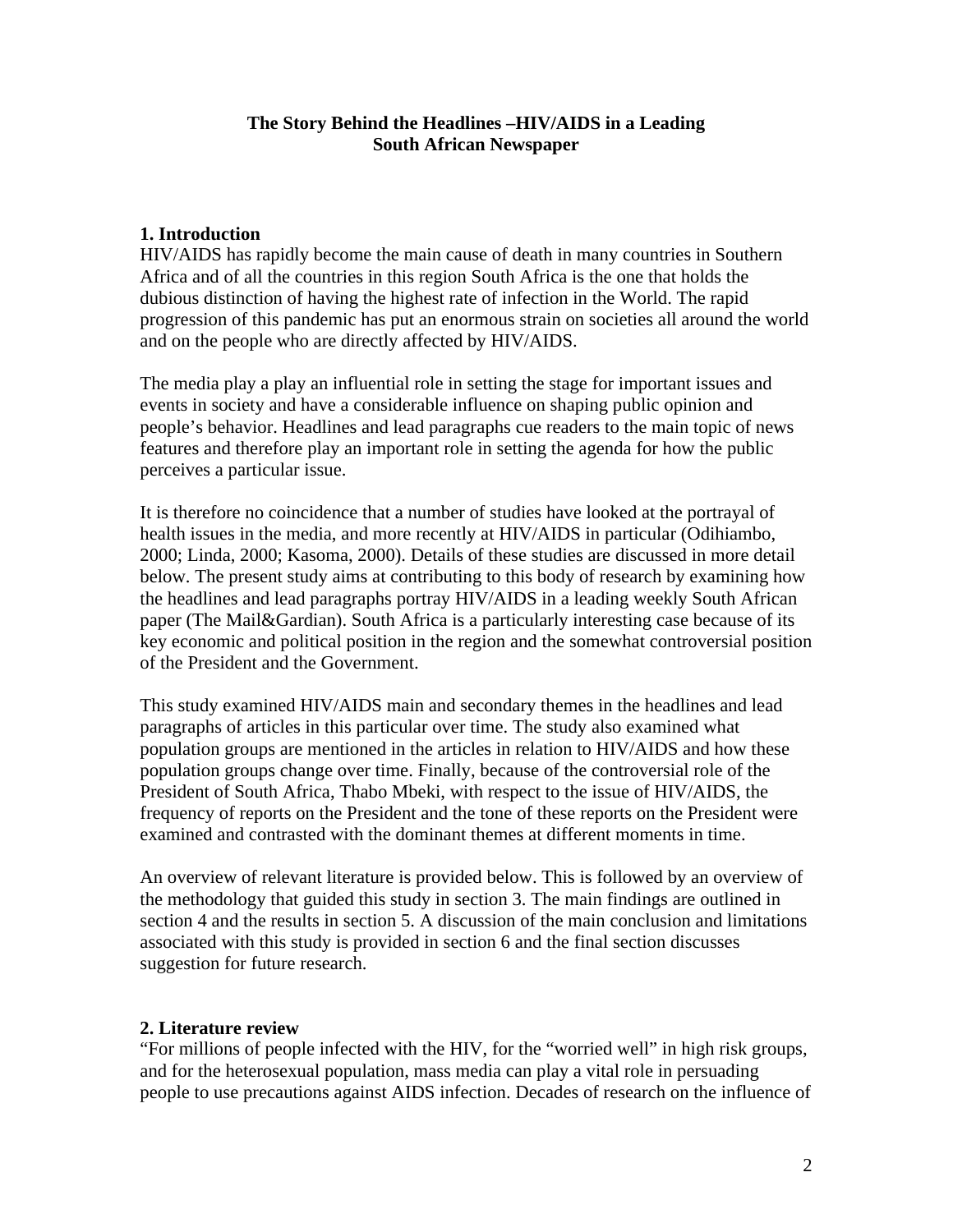# The Story Behind the Headlines –HIV/AIDS in a Leading South African Newspaper

## 1. Introduction

HIV/AIDS has rapidly become the main cause of death in many countries in Southern Africa and of all the countries in this region South Africa is the one that holds the dubious distinction of having the highest rate of infection in the World. The rapid progression of this pandemic has put an enormous strain on societies all around the world and on the people who are directly affected by HIV/AIDS.

The media play a play an influential role in setting the stage for important issues and events in society and have a considerable influence on shaping public opinion and people's behavior. Headlines and lead paragraphs cue readers to the main topic of news features and therefore play an important role in setting the agenda for how the public perceives a particular issue.

It is therefore no coincidence that a number of studies have looked at the portrayal of health issues in the media, and more recently at HIV/AIDS in particular (Odihiambo, 2000; Linda, 2000; Kasoma, 2000). Details of these studies are discussed in more detail below. The present study aims at contributing to this body of research by examining how the headlines and lead paragraphs portray HIV/AIDS in a leading weekly South African paper (The Mail&Gardian). South Africa is a particularly interesting case because of its key economic and political position in the region and the somewhat controversial position of the President and the Government.

This study examined HIV/AIDS main and secondary themes in the headlines and lead paragraphs of articles in this particular over time. The study also examined what population groups are mentioned in the articles in relation to HIV/AIDS and how these population groups change over time. Finally, because of the controversial role of the President of South Africa, Thabo Mbeki, with respect to the issue of HIV/AIDS, the frequency of reports on the President and the tone of these reports on the President were examined and contrasted with the dominant themes at different moments in time.

An overview of relevant literature is provided below. This is followed by an overview of the methodology that guided this study in section 3. The main findings are outlined in section 4 and the results in section 5. A discussion of the main conclusion and limitations associated with this study is provided in section 6 and the final section discusses suggestion for future research.

## 2. Literature review

"For millions of people infected with the HIV, for the "worried well" in high risk groups, and for the heterosexual population, mass media can play a vital role in persuading people to use precautions against AIDS infection. Decades of research on the influence of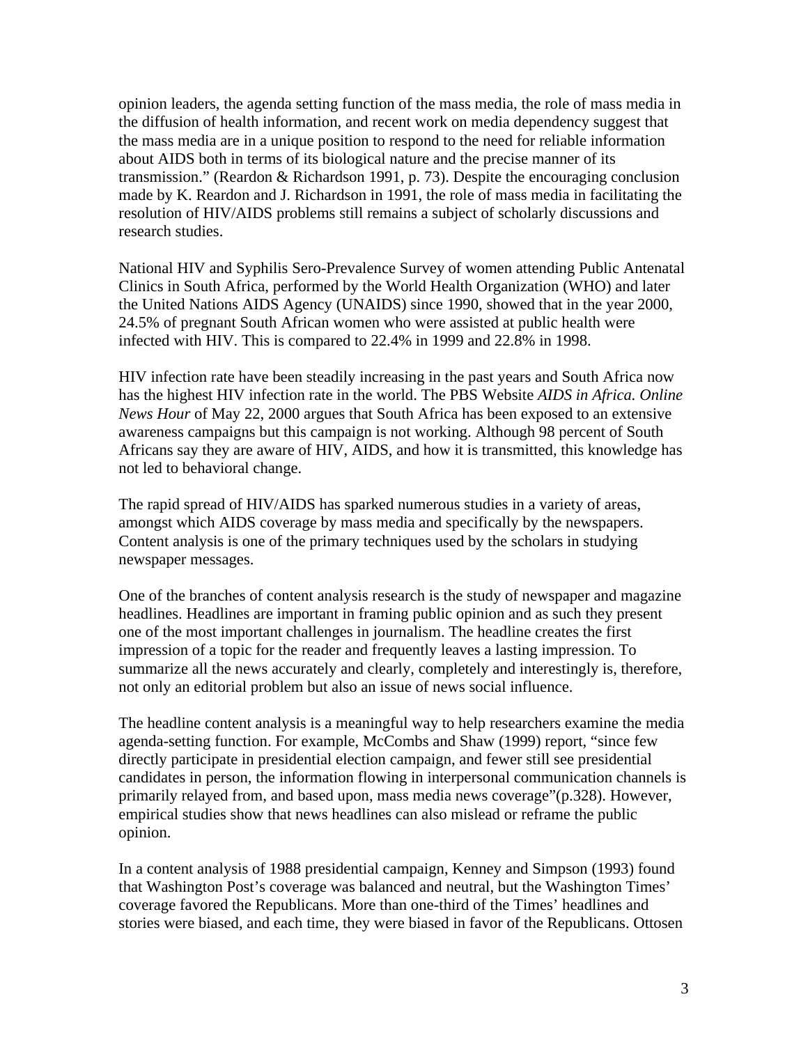opinion leaders, the agenda setting function of the mass media, the role of mass media in the diffusion of health information, and recent work on media dependency suggest that the mass media are in a unique position to respond to the need for reliable information about AIDS both in terms of its biological nature and the precise manner of its transmission." (Reardon & Richardson 1991, p. 73). Despite the encouraging conclusion made by K. Reardon and J. Richardson in 1991, the role of mass media in facilitating the resolution of HIV/AIDS problems still remains a subject of scholarly discussions and research studies.

National HIV and Syphilis Sero-Prevalence Survey of women attending Public Antenatal Clinics in South Africa, performed by the World Health Organization (WHO) and later the United Nations AIDS Agency (UNAIDS) since 1990, showed that in the year 2000, 24.5% of pregnant South African women who were assisted at public health were infected with HIV. This is compared to 22.4% in 1999 and 22.8% in 1998.

HIV infection rate have been steadily increasing in the past years and South Africa now has the highest HIV infection rate in the world. The PBS Website *AIDS in Africa. Online News Hour* of May 22, 2000 argues that South Africa has been exposed to an extensive awareness campaigns but this campaign is not working. Although 98 percent of South Africans say they are aware of HIV, AIDS, and how it is transmitted, this knowledge has not led to behavioral change.

The rapid spread of HIV/AIDS has sparked numerous studies in a variety of areas, amongst which AIDS coverage by mass media and specifically by the newspapers. Content analysis is one of the primary techniques used by the scholars in studying newspaper messages.

One of the branches of content analysis research is the study of newspaper and magazine headlines. Headlines are important in framing public opinion and as such they present one of the most important challenges in journalism. The headline creates the first impression of a topic for the reader and frequently leaves a lasting impression. To summarize all the news accurately and clearly, completely and interestingly is, therefore, not only an editorial problem but also an issue of news social influence.

The headline content analysis is a meaningful way to help researchers examine the media agenda-setting function. For example, McCombs and Shaw (1999) report, "since few directly participate in presidential election campaign, and fewer still see presidential candidates in person, the information flowing in interpersonal communication channels is primarily relayed from, and based upon, mass media news coverage"(p.328). However, empirical studies show that news headlines can also mislead or reframe the public opinion.

In a content analysis of 1988 presidential campaign, Kenney and Simpson (1993) found that Washington Post's coverage was balanced and neutral, but the Washington Times' coverage favored the Republicans. More than one-third of the Times' headlines and stories were biased, and each time, they were biased in favor of the Republicans. Ottosen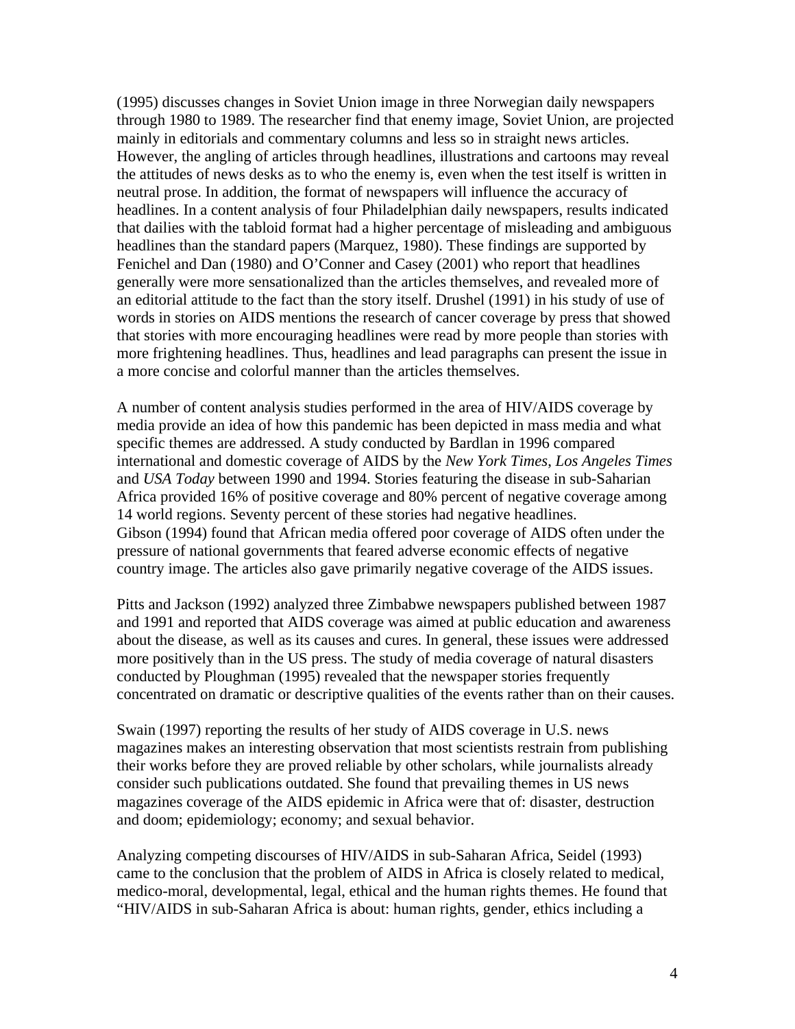(1995) discusses changes in Soviet Union image in three Norwegian daily newspapers through 1980 to 1989. The researcher find that enemy image, Soviet Union, are projected mainly in editorials and commentary columns and less so in straight news articles. However, the angling of articles through headlines, illustrations and cartoons may reveal the attitudes of news desks as to who the enemy is, even when the test itself is written in neutral prose. In addition, the format of newspapers will influence the accuracy of headlines. In a content analysis of four Philadelphian daily newspapers, results indicated that dailies with the tabloid format had a higher percentage of misleading and ambiguous headlines than the standard papers (Marquez, 1980). These findings are supported by Fenichel and Dan (1980) and O'Conner and Casey (2001) who report that headlines generally were more sensationalized than the articles themselves, and revealed more of an editorial attitude to the fact than the story itself. Drushel (1991) in his study of use of words in stories on AIDS mentions the research of cancer coverage by press that showed that stories with more encouraging headlines were read by more people than stories with more frightening headlines. Thus, headlines and lead paragraphs can present the issue in a more concise and colorful manner than the articles themselves.

A number of content analysis studies performed in the area of HIV/AIDS coverage by media provide an idea of how this pandemic has been depicted in mass media and what specific themes are addressed. A study conducted by Bardlan in 1996 compared international and domestic coverage of AIDS by the *New York Times*, *Los Angeles Times* and *USA Today* between 1990 and 1994. Stories featuring the disease in sub-Saharian Africa provided 16% of positive coverage and 80% percent of negative coverage among 14 world regions. Seventy percent of these stories had negative headlines.
Gibson (1994) found that African media offered poor coverage of AIDS often under the pressure of national governments that feared adverse economic effects of negative country image. The articles also gave primarily negative coverage of the AIDS issues.

Pitts and Jackson (1992) analyzed three Zimbabwe newspapers published between 1987 and 1991 and reported that AIDS coverage was aimed at public education and awareness about the disease, as well as its causes and cures. In general, these issues were addressed more positively than in the US press. The study of media coverage of natural disasters conducted by Ploughman (1995) revealed that the newspaper stories frequently concentrated on dramatic or descriptive qualities of the events rather than on their causes.

Swain (1997) reporting the results of her study of AIDS coverage in U.S. news magazines makes an interesting observation that most scientists restrain from publishing their works before they are proved reliable by other scholars, while journalists already consider such publications outdated. She found that prevailing themes in US news magazines coverage of the AIDS epidemic in Africa were that of: disaster, destruction and doom; epidemiology; economy; and sexual behavior.

Analyzing competing discourses of HIV/AIDS in sub-Saharan Africa, Seidel (1993) came to the conclusion that the problem of AIDS in Africa is closely related to medical, medico-moral, developmental, legal, ethical and the human rights themes. He found that "HIV/AIDS in sub-Saharan Africa is about: human rights, gender, ethics including a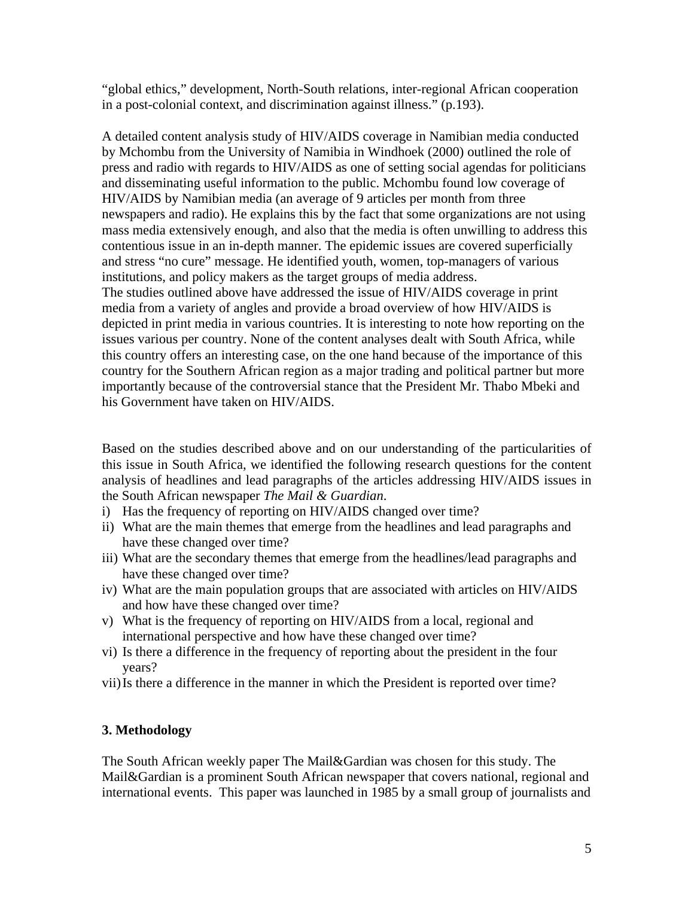"global ethics," development, North-South relations, inter-regional African cooperation in a post-colonial context, and discrimination against illness." (p.193).

A detailed content analysis study of HIV/AIDS coverage in Namibian media conducted by Mchombu from the University of Namibia in Windhoek (2000) outlined the role of press and radio with regards to HIV/AIDS as one of setting social agendas for politicians and disseminating useful information to the public. Mchombu found low coverage of HIV/AIDS by Namibian media (an average of 9 articles per month from three newspapers and radio). He explains this by the fact that some organizations are not using mass media extensively enough, and also that the media is often unwilling to address this contentious issue in an in-depth manner. The epidemic issues are covered superficially and stress "no cure" message. He identified youth, women, top-managers of various institutions, and policy makers as the target groups of media address.
The studies outlined above have addressed the issue of HIV/AIDS coverage in print media from a variety of angles and provide a broad overview of how HIV/AIDS is depicted in print media in various countries. It is interesting to note how reporting on the issues various per country. None of the content analyses dealt with South Africa, while this country offers an interesting case, on the one hand because of the importance of this country for the Southern African region as a major trading and political partner but more importantly because of the controversial stance that the President Mr. Thabo Mbeki and his Government have taken on HIV/AIDS.

Based on the studies described above and on our understanding of the particularities of this issue in South Africa, we identified the following research questions for the content analysis of headlines and lead paragraphs of the articles addressing HIV/AIDS issues in the South African newspaper *The Mail & Guardian*.

i) Has the frequency of reporting on HIV/AIDS changed over time?
ii) What are the main themes that emerge from the headlines and lead paragraphs and have these changed over time?
iii) What are the secondary themes that emerge from the headlines/lead paragraphs and have these changed over time?
iv) What are the main population groups that are associated with articles on HIV/AIDS and how have these changed over time?
v) What is the frequency of reporting on HIV/AIDS from a local, regional and international perspective and how have these changed over time?
vi) Is there a difference in the frequency of reporting about the president in the four years?
vii) Is there a difference in the manner in which the President is reported over time?

## 3. Methodology

The South African weekly paper The Mail&Gardian was chosen for this study. The Mail&Gardian is a prominent South African newspaper that covers national, regional and international events. This paper was launched in 1985 by a small group of journalists and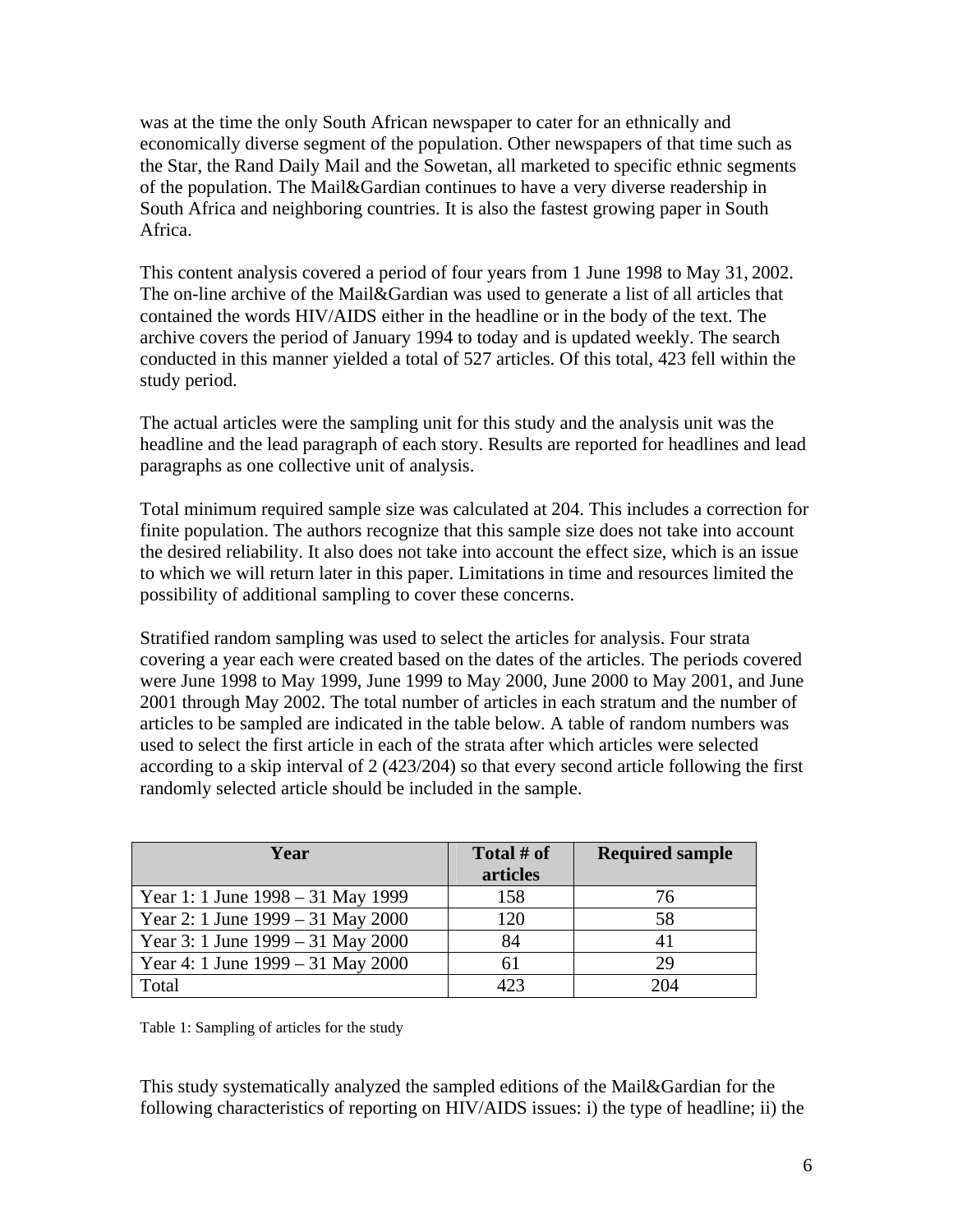was at the time the only South African newspaper to cater for an ethnically and economically diverse segment of the population. Other newspapers of that time such as the Star, the Rand Daily Mail and the Sowetan, all marketed to specific ethnic segments of the population. The Mail&Gardian continues to have a very diverse readership in South Africa and neighboring countries. It is also the fastest growing paper in South Africa.

This content analysis covered a period of four years from 1 June 1998 to May 31, 2002. The on-line archive of the Mail&Gardian was used to generate a list of all articles that contained the words HIV/AIDS either in the headline or in the body of the text. The archive covers the period of January 1994 to today and is updated weekly. The search conducted in this manner yielded a total of 527 articles. Of this total, 423 fell within the study period.

The actual articles were the sampling unit for this study and the analysis unit was the headline and the lead paragraph of each story. Results are reported for headlines and lead paragraphs as one collective unit of analysis.

Total minimum required sample size was calculated at 204. This includes a correction for finite population. The authors recognize that this sample size does not take into account the desired reliability. It also does not take into account the effect size, which is an issue to which we will return later in this paper. Limitations in time and resources limited the possibility of additional sampling to cover these concerns.

Stratified random sampling was used to select the articles for analysis. Four strata covering a year each were created based on the dates of the articles. The periods covered were June 1998 to May 1999, June 1999 to May 2000, June 2000 to May 2001, and June 2001 through May 2002. The total number of articles in each stratum and the number of articles to be sampled are indicated in the table below. A table of random numbers was used to select the first article in each of the strata after which articles were selected according to a skip interval of 2 (423/204) so that every second article following the first randomly selected article should be included in the sample.

| Year | Total # of articles | Required sample |
|---|---|---|
| Year 1: 1 June 1998 – 31 May 1999 | 158 | 76 |
| Year 2: 1 June 1999 – 31 May 2000 | 120 | 58 |
| Year 3: 1 June 1999 – 31 May 2000 | 84 | 41 |
| Year 4: 1 June 1999 – 31 May 2000 | 61 | 29 |
| Total | 423 | 204 |

Table 1: Sampling of articles for the study

This study systematically analyzed the sampled editions of the Mail&Gardian for the following characteristics of reporting on HIV/AIDS issues: i) the type of headline; ii) the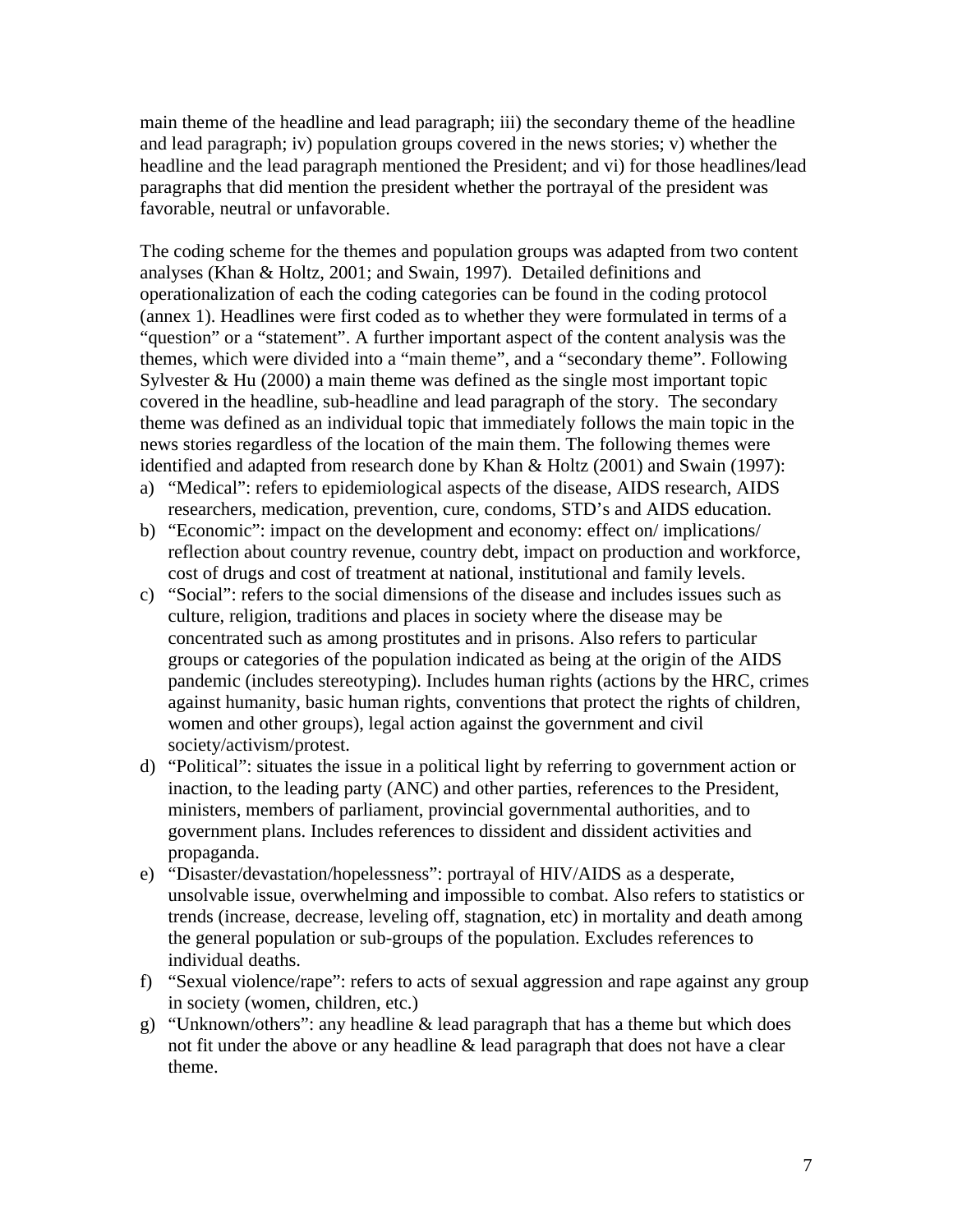main theme of the headline and lead paragraph; iii) the secondary theme of the headline and lead paragraph; iv) population groups covered in the news stories; v) whether the headline and the lead paragraph mentioned the President; and vi) for those headlines/lead paragraphs that did mention the president whether the portrayal of the president was favorable, neutral or unfavorable.

The coding scheme for the themes and population groups was adapted from two content analyses (Khan & Holtz, 2001; and Swain, 1997). Detailed definitions and operationalization of each the coding categories can be found in the coding protocol (annex 1). Headlines were first coded as to whether they were formulated in terms of a "question" or a "statement". A further important aspect of the content analysis was the themes, which were divided into a "main theme", and a "secondary theme". Following Sylvester & Hu (2000) a main theme was defined as the single most important topic covered in the headline, sub-headline and lead paragraph of the story. The secondary theme was defined as an individual topic that immediately follows the main topic in the news stories regardless of the location of the main them. The following themes were identified and adapted from research done by Khan & Holtz (2001) and Swain (1997):

a) "Medical": refers to epidemiological aspects of the disease, AIDS research, AIDS researchers, medication, prevention, cure, condoms, STD's and AIDS education.
b) "Economic": impact on the development and economy: effect on/ implications/ reflection about country revenue, country debt, impact on production and workforce, cost of drugs and cost of treatment at national, institutional and family levels.
c) "Social": refers to the social dimensions of the disease and includes issues such as culture, religion, traditions and places in society where the disease may be concentrated such as among prostitutes and in prisons. Also refers to particular groups or categories of the population indicated as being at the origin of the AIDS pandemic (includes stereotyping). Includes human rights (actions by the HRC, crimes against humanity, basic human rights, conventions that protect the rights of children, women and other groups), legal action against the government and civil society/activism/protest.
d) "Political": situates the issue in a political light by referring to government action or inaction, to the leading party (ANC) and other parties, references to the President, ministers, members of parliament, provincial governmental authorities, and to government plans. Includes references to dissident and dissident activities and propaganda.
e) "Disaster/devastation/hopelessness": portrayal of HIV/AIDS as a desperate, unsolvable issue, overwhelming and impossible to combat. Also refers to statistics or trends (increase, decrease, leveling off, stagnation, etc) in mortality and death among the general population or sub-groups of the population. Excludes references to individual deaths.
f) "Sexual violence/rape": refers to acts of sexual aggression and rape against any group in society (women, children, etc.)
g) "Unknown/others": any headline & lead paragraph that has a theme but which does not fit under the above or any headline & lead paragraph that does not have a clear theme.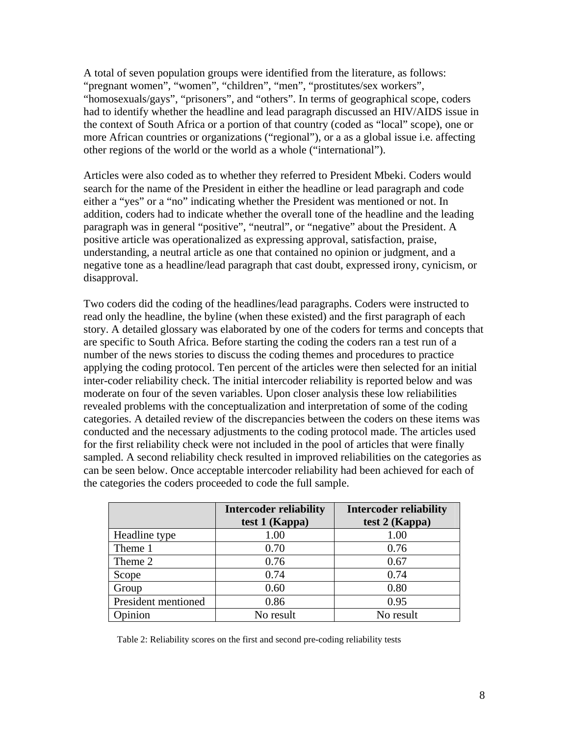A total of seven population groups were identified from the literature, as follows: "pregnant women", "women", "children", "men", "prostitutes/sex workers", "homosexuals/gays", "prisoners", and "others". In terms of geographical scope, coders had to identify whether the headline and lead paragraph discussed an HIV/AIDS issue in the context of South Africa or a portion of that country (coded as "local" scope), one or more African countries or organizations ("regional"), or a as a global issue i.e. affecting other regions of the world or the world as a whole ("international").

Articles were also coded as to whether they referred to President Mbeki. Coders would search for the name of the President in either the headline or lead paragraph and code either a "yes" or a "no" indicating whether the President was mentioned or not. In addition, coders had to indicate whether the overall tone of the headline and the leading paragraph was in general "positive", "neutral", or "negative" about the President. A positive article was operationalized as expressing approval, satisfaction, praise, understanding, a neutral article as one that contained no opinion or judgment, and a negative tone as a headline/lead paragraph that cast doubt, expressed irony, cynicism, or disapproval.

Two coders did the coding of the headlines/lead paragraphs. Coders were instructed to read only the headline, the byline (when these existed) and the first paragraph of each story. A detailed glossary was elaborated by one of the coders for terms and concepts that are specific to South Africa. Before starting the coding the coders ran a test run of a number of the news stories to discuss the coding themes and procedures to practice applying the coding protocol. Ten percent of the articles were then selected for an initial inter-coder reliability check. The initial intercoder reliability is reported below and was moderate on four of the seven variables. Upon closer analysis these low reliabilities revealed problems with the conceptualization and interpretation of some of the coding categories. A detailed review of the discrepancies between the coders on these items was conducted and the necessary adjustments to the coding protocol made. The articles used for the first reliability check were not included in the pool of articles that were finally sampled. A second reliability check resulted in improved reliabilities on the categories as can be seen below. Once acceptable intercoder reliability had been achieved for each of the categories the coders proceeded to code the full sample.

| | **Intercoder reliability test 1 (Kappa)** | **Intercoder reliability test 2 (Kappa)** |
|---|---|---|
| Headline type | 1.00 | 1.00 |
| Theme 1 | 0.70 | 0.76 |
| Theme 2 | 0.76 | 0.67 |
| Scope | 0.74 | 0.74 |
| Group | 0.60 | 0.80 |
| President mentioned | 0.86 | 0.95 |
| Opinion | No result | No result |

Table 2: Reliability scores on the first and second pre-coding reliability tests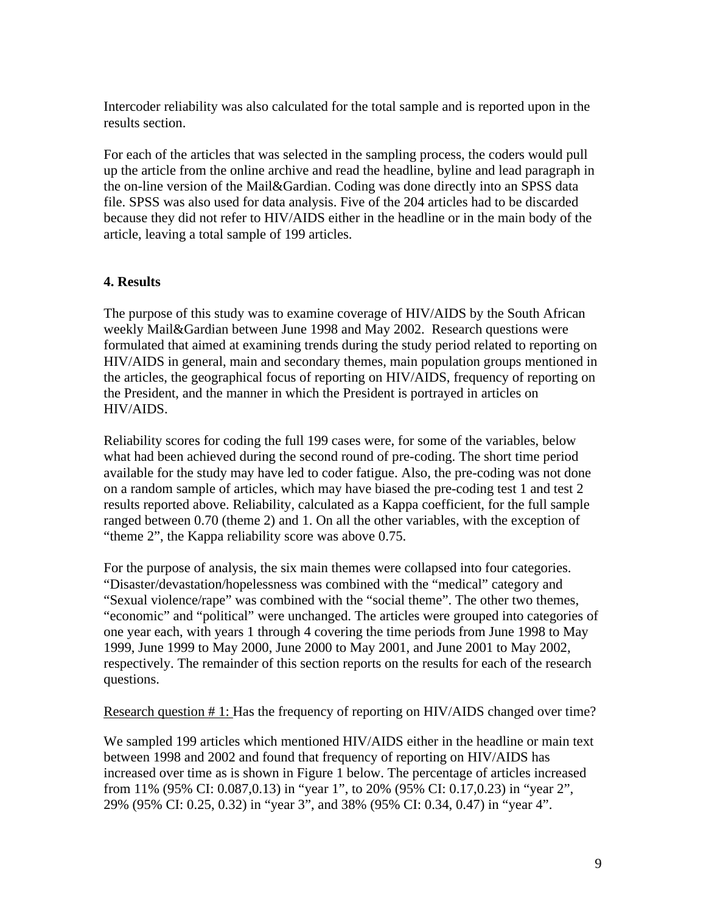Intercoder reliability was also calculated for the total sample and is reported upon in the results section.

For each of the articles that was selected in the sampling process, the coders would pull up the article from the online archive and read the headline, byline and lead paragraph in the on-line version of the Mail&Gardian. Coding was done directly into an SPSS data file. SPSS was also used for data analysis. Five of the 204 articles had to be discarded because they did not refer to HIV/AIDS either in the headline or in the main body of the article, leaving a total sample of 199 articles.

## 4. Results

The purpose of this study was to examine coverage of HIV/AIDS by the South African weekly Mail&Gardian between June 1998 and May 2002. Research questions were formulated that aimed at examining trends during the study period related to reporting on HIV/AIDS in general, main and secondary themes, main population groups mentioned in the articles, the geographical focus of reporting on HIV/AIDS, frequency of reporting on the President, and the manner in which the President is portrayed in articles on HIV/AIDS.

Reliability scores for coding the full 199 cases were, for some of the variables, below what had been achieved during the second round of pre-coding. The short time period available for the study may have led to coder fatigue. Also, the pre-coding was not done on a random sample of articles, which may have biased the pre-coding test 1 and test 2 results reported above. Reliability, calculated as a Kappa coefficient, for the full sample ranged between 0.70 (theme 2) and 1. On all the other variables, with the exception of "theme 2", the Kappa reliability score was above 0.75.

For the purpose of analysis, the six main themes were collapsed into four categories. "Disaster/devastation/hopelessness was combined with the "medical" category and "Sexual violence/rape" was combined with the "social theme". The other two themes, "economic" and "political" were unchanged. The articles were grouped into categories of one year each, with years 1 through 4 covering the time periods from June 1998 to May 1999, June 1999 to May 2000, June 2000 to May 2001, and June 2001 to May 2002, respectively. The remainder of this section reports on the results for each of the research questions.

<u>Research question # 1:</u> Has the frequency of reporting on HIV/AIDS changed over time?

We sampled 199 articles which mentioned HIV/AIDS either in the headline or main text between 1998 and 2002 and found that frequency of reporting on HIV/AIDS has increased over time as is shown in Figure 1 below. The percentage of articles increased from 11% (95% CI: 0.087,0.13) in "year 1", to 20% (95% CI: 0.17,0.23) in "year 2", 29% (95% CI: 0.25, 0.32) in "year 3", and 38% (95% CI: 0.34, 0.47) in "year 4".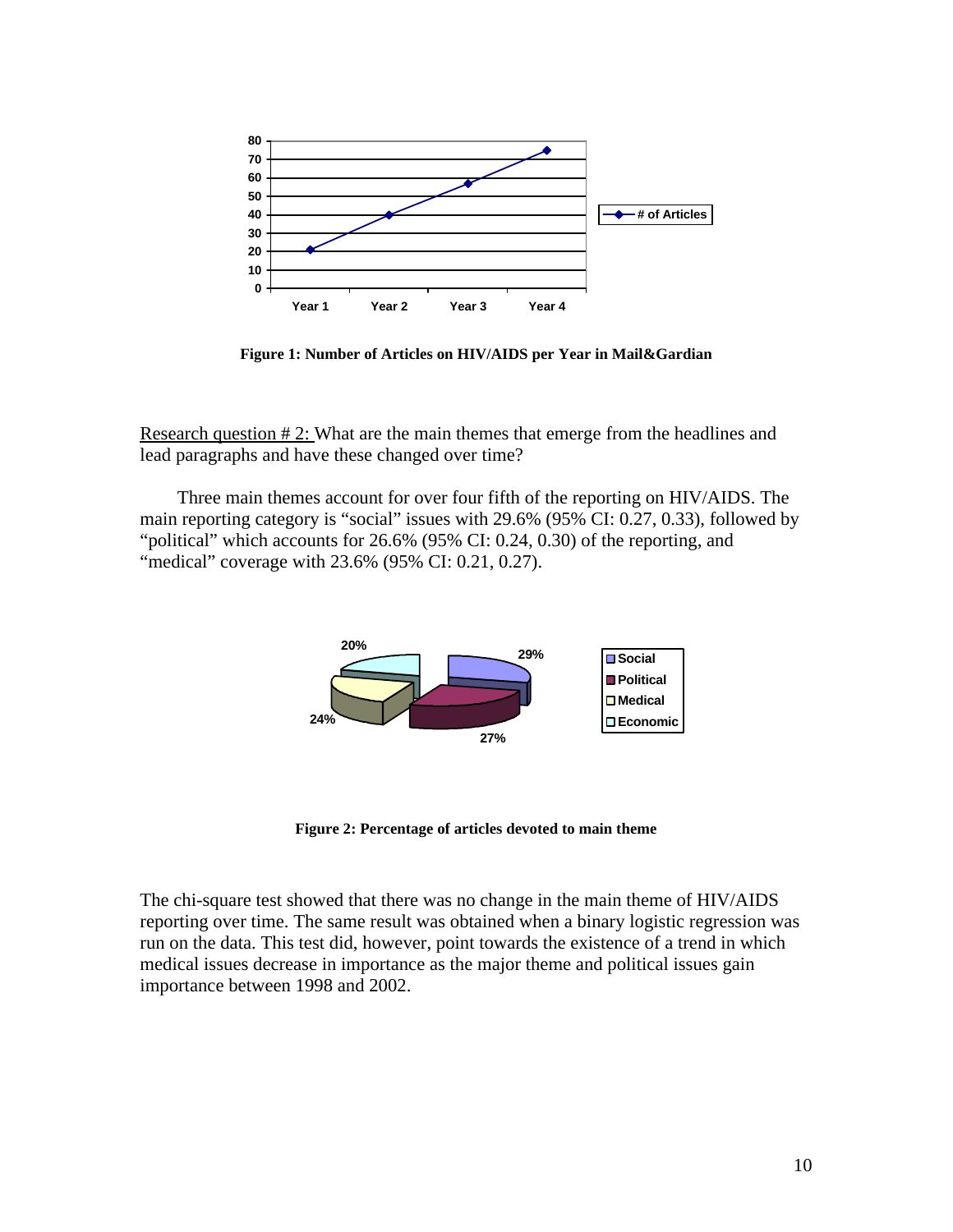Figure 1: Number of Articles on HIV/AIDS per Year in Mail&Gardian

Research question # 2: What are the main themes that emerge from the headlines and lead paragraphs and have these changed over time?

Three main themes account for over four fifth of the reporting on HIV/AIDS. The main reporting category is "social" issues with 29.6% (95% CI: 0.27, 0.33), followed by "political" which accounts for 26.6% (95% CI: 0.24, 0.30) of the reporting, and "medical" coverage with 23.6% (95% CI: 0.21, 0.27).

Figure 2: Percentage of articles devoted to main theme

The chi-square test showed that there was no change in the main theme of HIV/AIDS reporting over time. The same result was obtained when a binary logistic regression was run on the data. This test did, however, point towards the existence of a trend in which medical issues decrease in importance as the major theme and political issues gain importance between 1998 and 2002.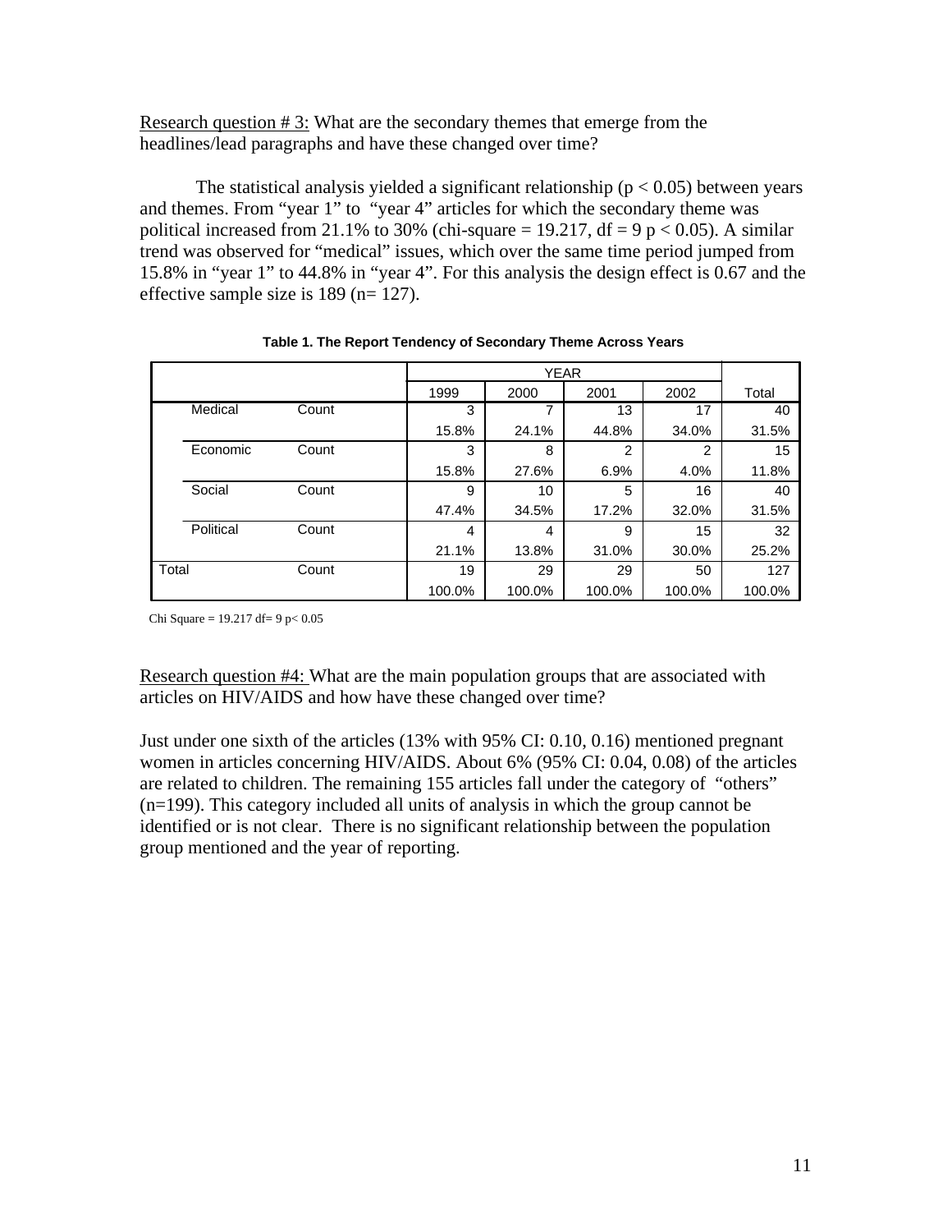Research question # 3: What are the secondary themes that emerge from the headlines/lead paragraphs and have these changed over time?

The statistical analysis yielded a significant relationship ($p < 0.05$) between years and themes. From "year 1" to "year 4" articles for which the secondary theme was political increased from 21.1% to 30% (chi-square = 19.217, df = 9 $p < 0.05$). A similar trend was observed for "medical" issues, which over the same time period jumped from 15.8% in "year 1" to 44.8% in "year 4". For this analysis the design effect is 0.67 and the effective sample size is 189 (n= 127).

**Table 1. The Report Tendency of Secondary Theme Across Years**

| | | YEAR | | | | |
|---|---|---|---|---|---|---|
| | | 1999 | 2000 | 2001 | 2002 | Total |
| Medical | Count | 3 | 7 | 13 | 17 | 40 |
| | | 15.8% | 24.1% | 44.8% | 34.0% | 31.5% |
| Economic | Count | 3 | 8 | 2 | 2 | 15 |
| | | 15.8% | 27.6% | 6.9% | 4.0% | 11.8% |
| Social | Count | 9 | 10 | 5 | 16 | 40 |
| | | 47.4% | 34.5% | 17.2% | 32.0% | 31.5% |
| Political | Count | 4 | 4 | 9 | 15 | 32 |
| | | 21.1% | 13.8% | 31.0% | 30.0% | 25.2% |
| Total | Count | 19 | 29 | 29 | 50 | 127 |
| | | 100.0% | 100.0% | 100.0% | 100.0% | 100.0% |

Chi Square = 19.217 df= 9 $p< 0.05$

Research question #4: What are the main population groups that are associated with articles on HIV/AIDS and how have these changed over time?

Just under one sixth of the articles (13% with 95% CI: 0.10, 0.16) mentioned pregnant women in articles concerning HIV/AIDS. About 6% (95% CI: 0.04, 0.08) of the articles are related to children. The remaining 155 articles fall under the category of "others" (n=199). This category included all units of analysis in which the group cannot be identified or is not clear. There is no significant relationship between the population group mentioned and the year of reporting.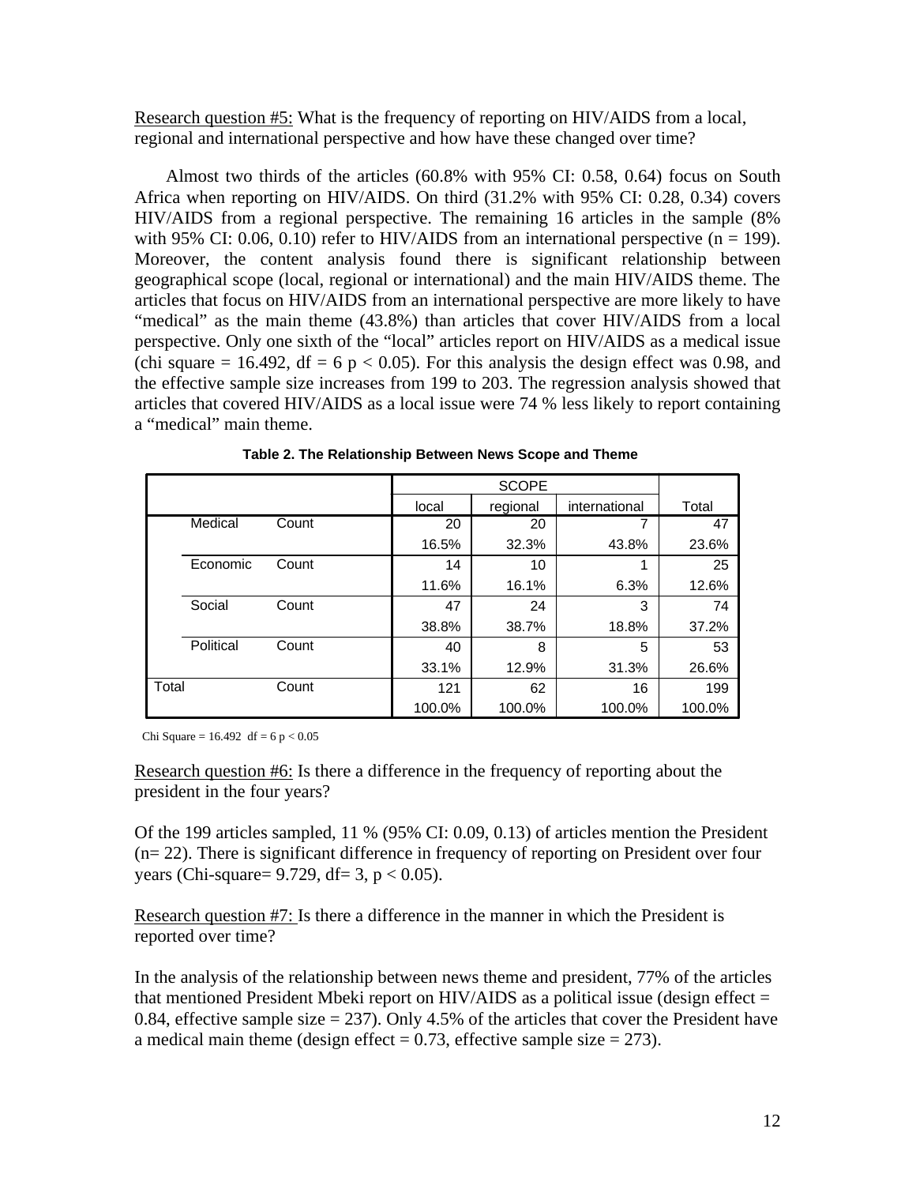Research question #5: What is the frequency of reporting on HIV/AIDS from a local, regional and international perspective and how have these changed over time?

Almost two thirds of the articles (60.8% with 95% CI: 0.58, 0.64) focus on South Africa when reporting on HIV/AIDS. On third (31.2% with 95% CI: 0.28, 0.34) covers HIV/AIDS from a regional perspective. The remaining 16 articles in the sample (8% with 95% CI: 0.06, 0.10) refer to HIV/AIDS from an international perspective (n = 199). Moreover, the content analysis found there is significant relationship between geographical scope (local, regional or international) and the main HIV/AIDS theme. The articles that focus on HIV/AIDS from an international perspective are more likely to have "medical" as the main theme (43.8%) than articles that cover HIV/AIDS from a local perspective. Only one sixth of the "local" articles report on HIV/AIDS as a medical issue (chi square = 16.492, df = 6 p < 0.05). For this analysis the design effect was 0.98, and the effective sample size increases from 199 to 203. The regression analysis showed that articles that covered HIV/AIDS as a local issue were 74 % less likely to report containing a "medical" main theme.

**Table 2. The Relationship Between News Scope and Theme**

| | | | SCOPE | | | |
|---|---|---|---|---|---|---|
| | | | local | regional | international | Total |
| | Medical | Count | 20 | 20 | 7 | 47 |
| | | | 16.5% | 32.3% | 43.8% | 23.6% |
| | Economic | Count | 14 | 10 | 1 | 25 |
| | | | 11.6% | 16.1% | 6.3% | 12.6% |
| | Social | Count | 47 | 24 | 3 | 74 |
| | | | 38.8% | 38.7% | 18.8% | 37.2% |
| | Political | Count | 40 | 8 | 5 | 53 |
| | | | 33.1% | 12.9% | 31.3% | 26.6% |
| Total | | Count | 121 | 62 | 16 | 199 |
| | | | 100.0% | 100.0% | 100.0% | 100.0% |

Chi Square = 16.492 df = 6 p < 0.05

Research question #6: Is there a difference in the frequency of reporting about the president in the four years?

Of the 199 articles sampled, 11 % (95% CI: 0.09, 0.13) of articles mention the President (n= 22). There is significant difference in frequency of reporting on President over four years (Chi-square= 9.729, df= 3, p < 0.05).

Research question #7: Is there a difference in the manner in which the President is reported over time?

In the analysis of the relationship between news theme and president, 77% of the articles that mentioned President Mbeki report on HIV/AIDS as a political issue (design effect = 0.84, effective sample size = 237). Only 4.5% of the articles that cover the President have a medical main theme (design effect = 0.73, effective sample size = 273).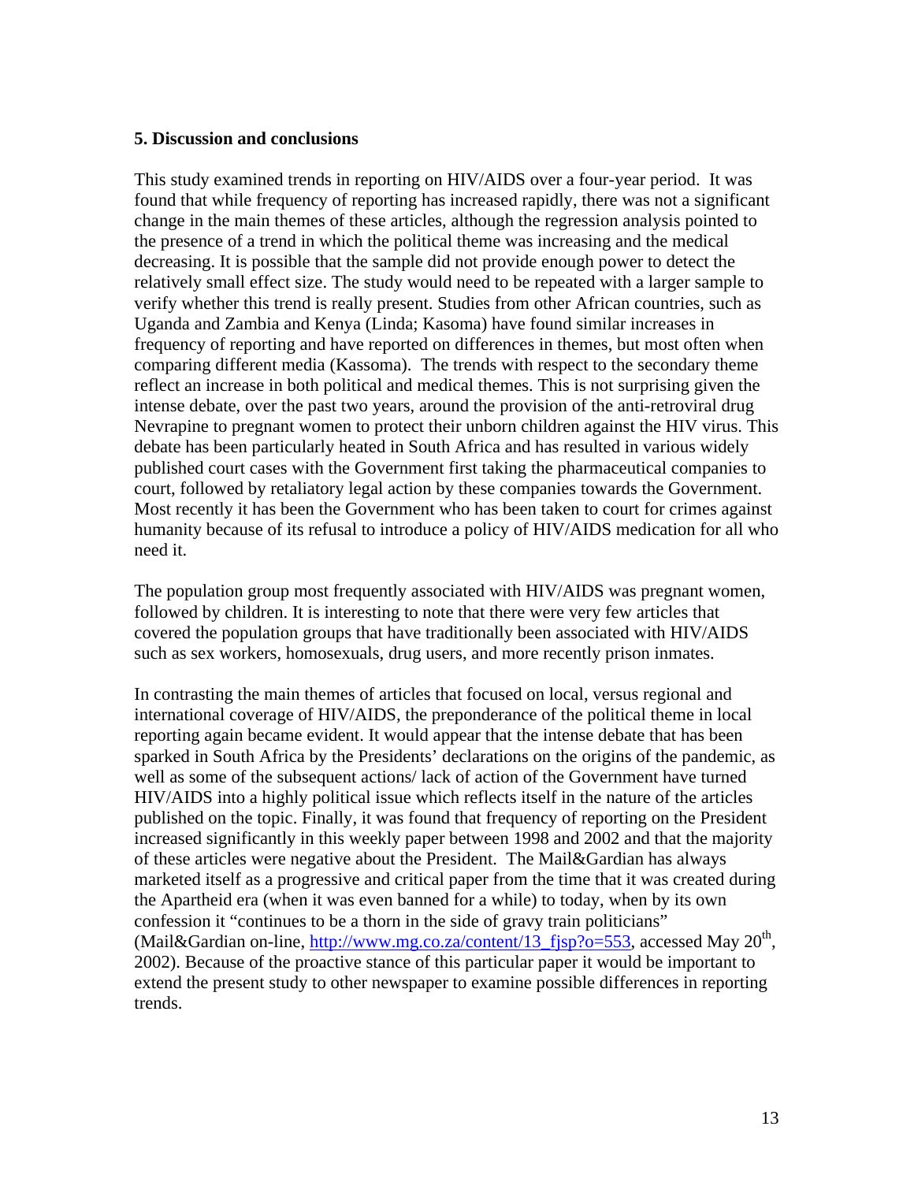**5. Discussion and conclusions**

This study examined trends in reporting on HIV/AIDS over a four-year period. It was found that while frequency of reporting has increased rapidly, there was not a significant change in the main themes of these articles, although the regression analysis pointed to the presence of a trend in which the political theme was increasing and the medical decreasing. It is possible that the sample did not provide enough power to detect the relatively small effect size. The study would need to be repeated with a larger sample to verify whether this trend is really present. Studies from other African countries, such as Uganda and Zambia and Kenya (Linda; Kasoma) have found similar increases in frequency of reporting and have reported on differences in themes, but most often when comparing different media (Kassoma). The trends with respect to the secondary theme reflect an increase in both political and medical themes. This is not surprising given the intense debate, over the past two years, around the provision of the anti-retroviral drug Nevrapine to pregnant women to protect their unborn children against the HIV virus. This debate has been particularly heated in South Africa and has resulted in various widely published court cases with the Government first taking the pharmaceutical companies to court, followed by retaliatory legal action by these companies towards the Government. Most recently it has been the Government who has been taken to court for crimes against humanity because of its refusal to introduce a policy of HIV/AIDS medication for all who need it.

The population group most frequently associated with HIV/AIDS was pregnant women, followed by children. It is interesting to note that there were very few articles that covered the population groups that have traditionally been associated with HIV/AIDS such as sex workers, homosexuals, drug users, and more recently prison inmates.

In contrasting the main themes of articles that focused on local, versus regional and international coverage of HIV/AIDS, the preponderance of the political theme in local reporting again became evident. It would appear that the intense debate that has been sparked in South Africa by the Presidents' declarations on the origins of the pandemic, as well as some of the subsequent actions/ lack of action of the Government have turned HIV/AIDS into a highly political issue which reflects itself in the nature of the articles published on the topic. Finally, it was found that frequency of reporting on the President increased significantly in this weekly paper between 1998 and 2002 and that the majority of these articles were negative about the President. The Mail&Gardian has always marketed itself as a progressive and critical paper from the time that it was created during the Apartheid era (when it was even banned for a while) to today, when by its own confession it "continues to be a thorn in the side of gravy train politicians" (Mail&Gardian on-line, http://www.mg.co.za/content/13_fjsp?o=553, accessed May 20th, 2002). Because of the proactive stance of this particular paper it would be important to extend the present study to other newspaper to examine possible differences in reporting trends.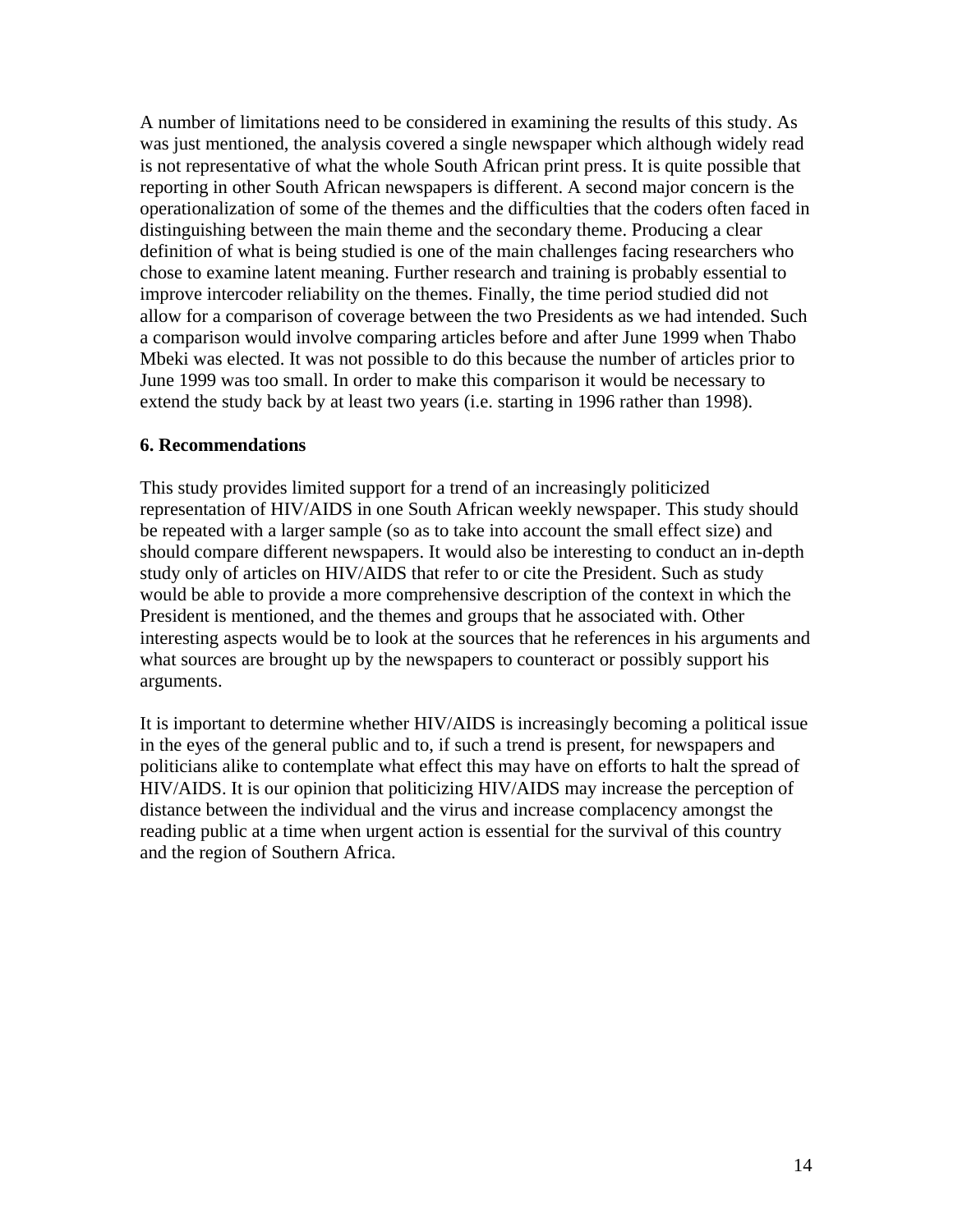A number of limitations need to be considered in examining the results of this study. As was just mentioned, the analysis covered a single newspaper which although widely read is not representative of what the whole South African print press. It is quite possible that reporting in other South African newspapers is different. A second major concern is the operationalization of some of the themes and the difficulties that the coders often faced in distinguishing between the main theme and the secondary theme. Producing a clear definition of what is being studied is one of the main challenges facing researchers who chose to examine latent meaning. Further research and training is probably essential to improve intercoder reliability on the themes. Finally, the time period studied did not allow for a comparison of coverage between the two Presidents as we had intended. Such a comparison would involve comparing articles before and after June 1999 when Thabo Mbeki was elected. It was not possible to do this because the number of articles prior to June 1999 was too small. In order to make this comparison it would be necessary to extend the study back by at least two years (i.e. starting in 1996 rather than 1998).

**6. Recommendations**

This study provides limited support for a trend of an increasingly politicized representation of HIV/AIDS in one South African weekly newspaper. This study should be repeated with a larger sample (so as to take into account the small effect size) and should compare different newspapers. It would also be interesting to conduct an in-depth study only of articles on HIV/AIDS that refer to or cite the President. Such as study would be able to provide a more comprehensive description of the context in which the President is mentioned, and the themes and groups that he associated with. Other interesting aspects would be to look at the sources that he references in his arguments and what sources are brought up by the newspapers to counteract or possibly support his arguments.

It is important to determine whether HIV/AIDS is increasingly becoming a political issue in the eyes of the general public and to, if such a trend is present, for newspapers and politicians alike to contemplate what effect this may have on efforts to halt the spread of HIV/AIDS. It is our opinion that politicizing HIV/AIDS may increase the perception of distance between the individual and the virus and increase complacency amongst the reading public at a time when urgent action is essential for the survival of this country and the region of Southern Africa.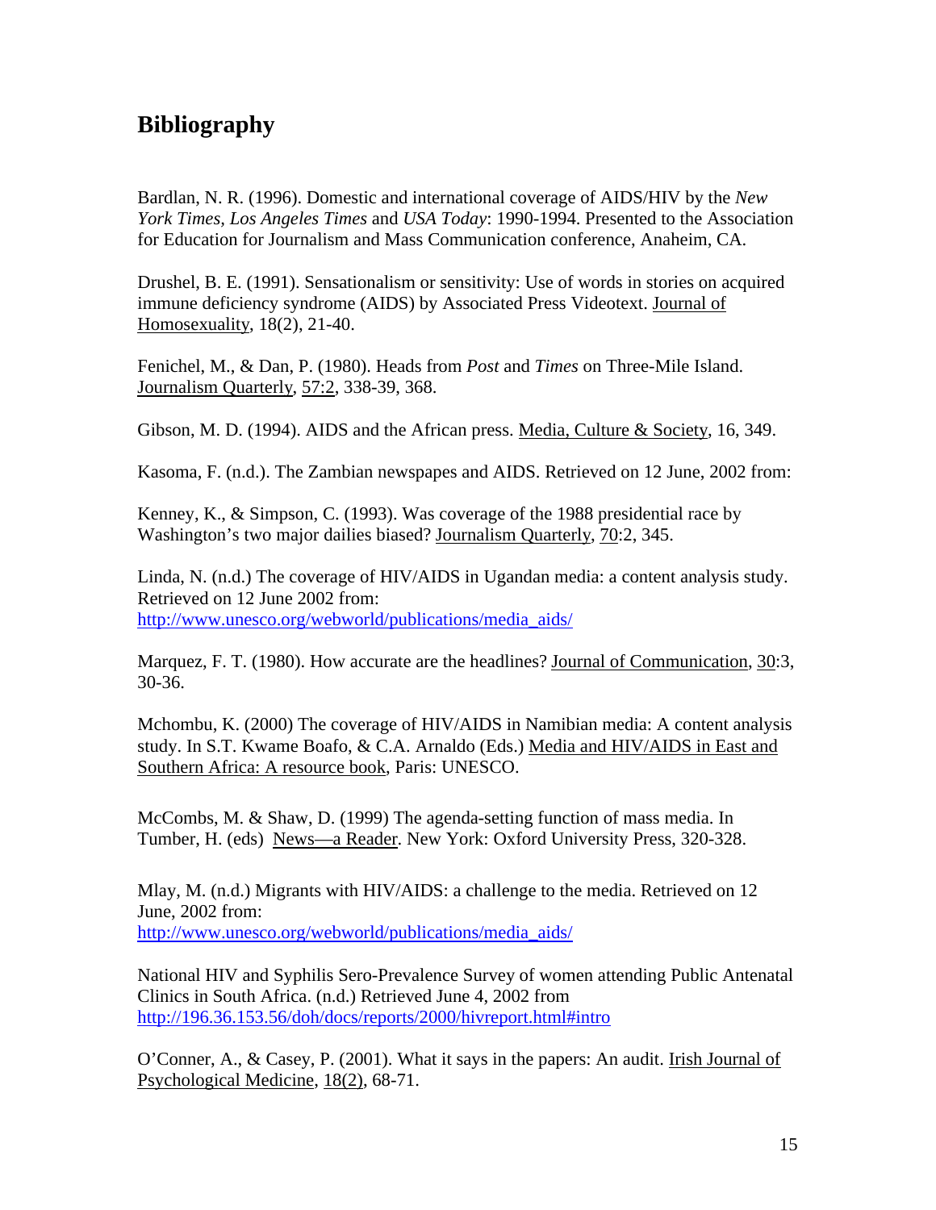## Bibliography

Bardlan, N. R. (1996). Domestic and international coverage of AIDS/HIV by the *New York Times*, *Los Angeles Times* and *USA Today*: 1990-1994. Presented to the Association for Education for Journalism and Mass Communication conference, Anaheim, CA.

Drushel, B. E. (1991). Sensationalism or sensitivity: Use of words in stories on acquired immune deficiency syndrome (AIDS) by Associated Press Videotext. Journal of Homosexuality, 18(2), 21-40.

Fenichel, M., & Dan, P. (1980). Heads from *Post* and *Times* on Three-Mile Island. Journalism Quarterly, 57:2, 338-39, 368.

Gibson, M. D. (1994). AIDS and the African press. Media, Culture & Society, 16, 349.

Kasoma, F. (n.d.). The Zambian newspapes and AIDS. Retrieved on 12 June, 2002 from:

Kenney, K., & Simpson, C. (1993). Was coverage of the 1988 presidential race by Washington's two major dailies biased? Journalism Quarterly, 70:2, 345.

Linda, N. (n.d.) The coverage of HIV/AIDS in Ugandan media: a content analysis study. Retrieved on 12 June 2002 from: http://www.unesco.org/webworld/publications/media_aids/

Marquez, F. T. (1980). How accurate are the headlines? Journal of Communication, 30:3, 30-36.

Mchombu, K. (2000) The coverage of HIV/AIDS in Namibian media: A content analysis study. In S.T. Kwame Boafo, & C.A. Arnaldo (Eds.) Media and HIV/AIDS in East and Southern Africa: A resource book, Paris: UNESCO.

McCombs, M. & Shaw, D. (1999) The agenda-setting function of mass media. In Tumber, H. (eds) News—a Reader. New York: Oxford University Press, 320-328.

Mlay, M. (n.d.) Migrants with HIV/AIDS: a challenge to the media. Retrieved on 12 June, 2002 from: http://www.unesco.org/webworld/publications/media_aids/

National HIV and Syphilis Sero-Prevalence Survey of women attending Public Antenatal Clinics in South Africa. (n.d.) Retrieved June 4, 2002 from http://196.36.153.56/doh/docs/reports/2000/hivreport.html#intro

O'Conner, A., & Casey, P. (2001). What it says in the papers: An audit. Irish Journal of Psychological Medicine, 18(2), 68-71.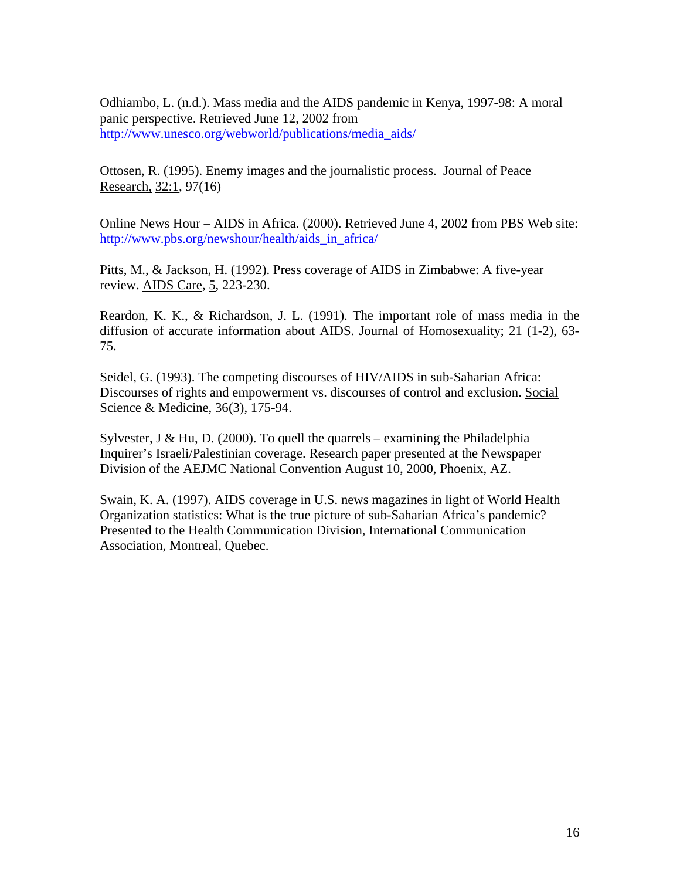Odhiambo, L. (n.d.). Mass media and the AIDS pandemic in Kenya, 1997-98: A moral panic perspective. Retrieved June 12, 2002 from http://www.unesco.org/webworld/publications/media_aids/

Ottosen, R. (1995). Enemy images and the journalistic process. Journal of Peace Research, 32:1, 97(16)

Online News Hour – AIDS in Africa. (2000). Retrieved June 4, 2002 from PBS Web site: http://www.pbs.org/newshour/health/aids_in_africa/

Pitts, M., & Jackson, H. (1992). Press coverage of AIDS in Zimbabwe: A five-year review. AIDS Care, 5, 223-230.

Reardon, K. K., & Richardson, J. L. (1991). The important role of mass media in the diffusion of accurate information about AIDS. Journal of Homosexuality; 21 (1-2), 63-75.

Seidel, G. (1993). The competing discourses of HIV/AIDS in sub-Saharian Africa: Discourses of rights and empowerment vs. discourses of control and exclusion. Social Science & Medicine, 36(3), 175-94.

Sylvester, J & Hu, D. (2000). To quell the quarrels – examining the Philadelphia Inquirer's Israeli/Palestinian coverage. Research paper presented at the Newspaper Division of the AEJMC National Convention August 10, 2000, Phoenix, AZ.

Swain, K. A. (1997). AIDS coverage in U.S. news magazines in light of World Health Organization statistics: What is the true picture of sub-Saharian Africa's pandemic? Presented to the Health Communication Division, International Communication Association, Montreal, Quebec.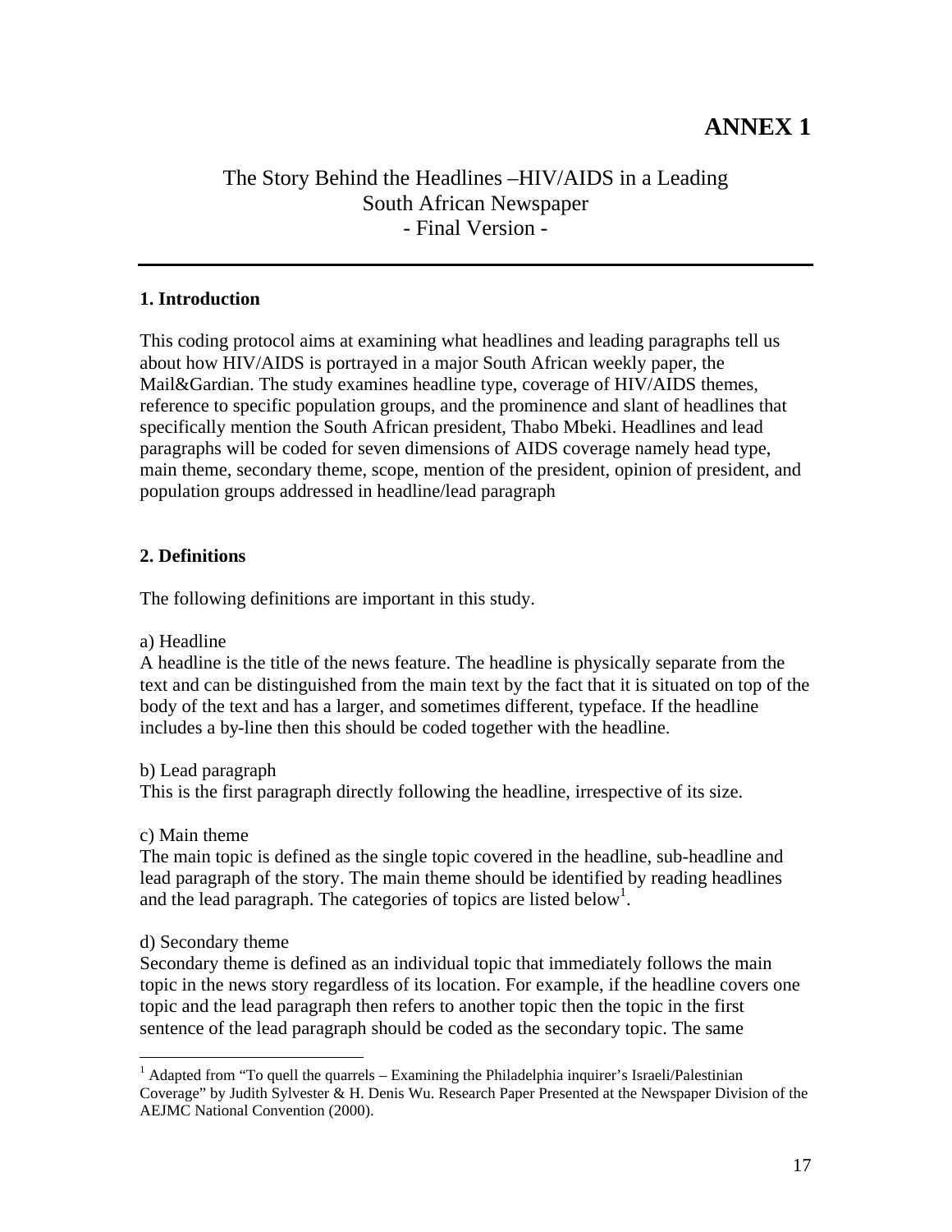# ANNEX 1

## The Story Behind the Headlines –HIV/AIDS in a Leading South African Newspaper - Final Version -

### 1. Introduction

This coding protocol aims at examining what headlines and leading paragraphs tell us about how HIV/AIDS is portrayed in a major South African weekly paper, the Mail&Gardian. The study examines headline type, coverage of HIV/AIDS themes, reference to specific population groups, and the prominence and slant of headlines that specifically mention the South African president, Thabo Mbeki. Headlines and lead paragraphs will be coded for seven dimensions of AIDS coverage namely head type, main theme, secondary theme, scope, mention of the president, opinion of president, and population groups addressed in headline/lead paragraph

### 2. Definitions

The following definitions are important in this study.

a) Headline
A headline is the title of the news feature. The headline is physically separate from the text and can be distinguished from the main text by the fact that it is situated on top of the body of the text and has a larger, and sometimes different, typeface. If the headline includes a by-line then this should be coded together with the headline.

b) Lead paragraph
This is the first paragraph directly following the headline, irrespective of its size.

c) Main theme
The main topic is defined as the single topic covered in the headline, sub-headline and lead paragraph of the story. The main theme should be identified by reading headlines and the lead paragraph. The categories of topics are listed below[1].

d) Secondary theme
Secondary theme is defined as an individual topic that immediately follows the main topic in the news story regardless of its location. For example, if the headline covers one topic and the lead paragraph then refers to another topic then the topic in the first sentence of the lead paragraph should be coded as the secondary topic. The same

[1] Adapted from "To quell the quarrels – Examining the Philadelphia inquirer's Israeli/Palestinian Coverage" by Judith Sylvester & H. Denis Wu. Research Paper Presented at the Newspaper Division of the AEJMC National Convention (2000).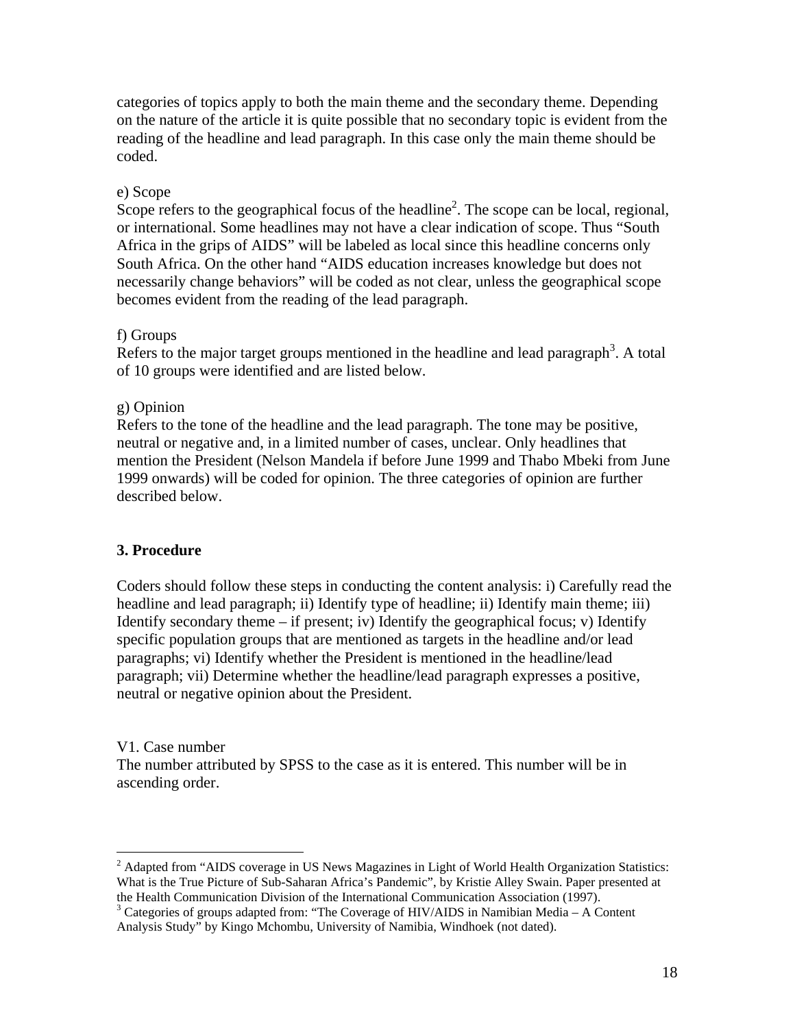categories of topics apply to both the main theme and the secondary theme. Depending on the nature of the article it is quite possible that no secondary topic is evident from the reading of the headline and lead paragraph. In this case only the main theme should be coded.

e) Scope

Scope refers to the geographical focus of the headline[2]. The scope can be local, regional, or international. Some headlines may not have a clear indication of scope. Thus "South Africa in the grips of AIDS" will be labeled as local since this headline concerns only South Africa. On the other hand "AIDS education increases knowledge but does not necessarily change behaviors" will be coded as not clear, unless the geographical scope becomes evident from the reading of the lead paragraph.

f) Groups

Refers to the major target groups mentioned in the headline and lead paragraph[3]. A total of 10 groups were identified and are listed below.

g) Opinion

Refers to the tone of the headline and the lead paragraph. The tone may be positive, neutral or negative and, in a limited number of cases, unclear. Only headlines that mention the President (Nelson Mandela if before June 1999 and Thabo Mbeki from June 1999 onwards) will be coded for opinion. The three categories of opinion are further described below.

## 3. Procedure

Coders should follow these steps in conducting the content analysis: i) Carefully read the headline and lead paragraph; ii) Identify type of headline; ii) Identify main theme; iii) Identify secondary theme – if present; iv) Identify the geographical focus; v) Identify specific population groups that are mentioned as targets in the headline and/or lead paragraphs; vi) Identify whether the President is mentioned in the headline/lead paragraph; vii) Determine whether the headline/lead paragraph expresses a positive, neutral or negative opinion about the President.

V1. Case number

The number attributed by SPSS to the case as it is entered. This number will be in ascending order.

---

[2] Adapted from "AIDS coverage in US News Magazines in Light of World Health Organization Statistics: What is the True Picture of Sub-Saharan Africa's Pandemic", by Kristie Alley Swain. Paper presented at the Health Communication Division of the International Communication Association (1997).

[3] Categories of groups adapted from: "The Coverage of HIV/AIDS in Namibian Media – A Content Analysis Study" by Kingo Mchombu, University of Namibia, Windhoek (not dated).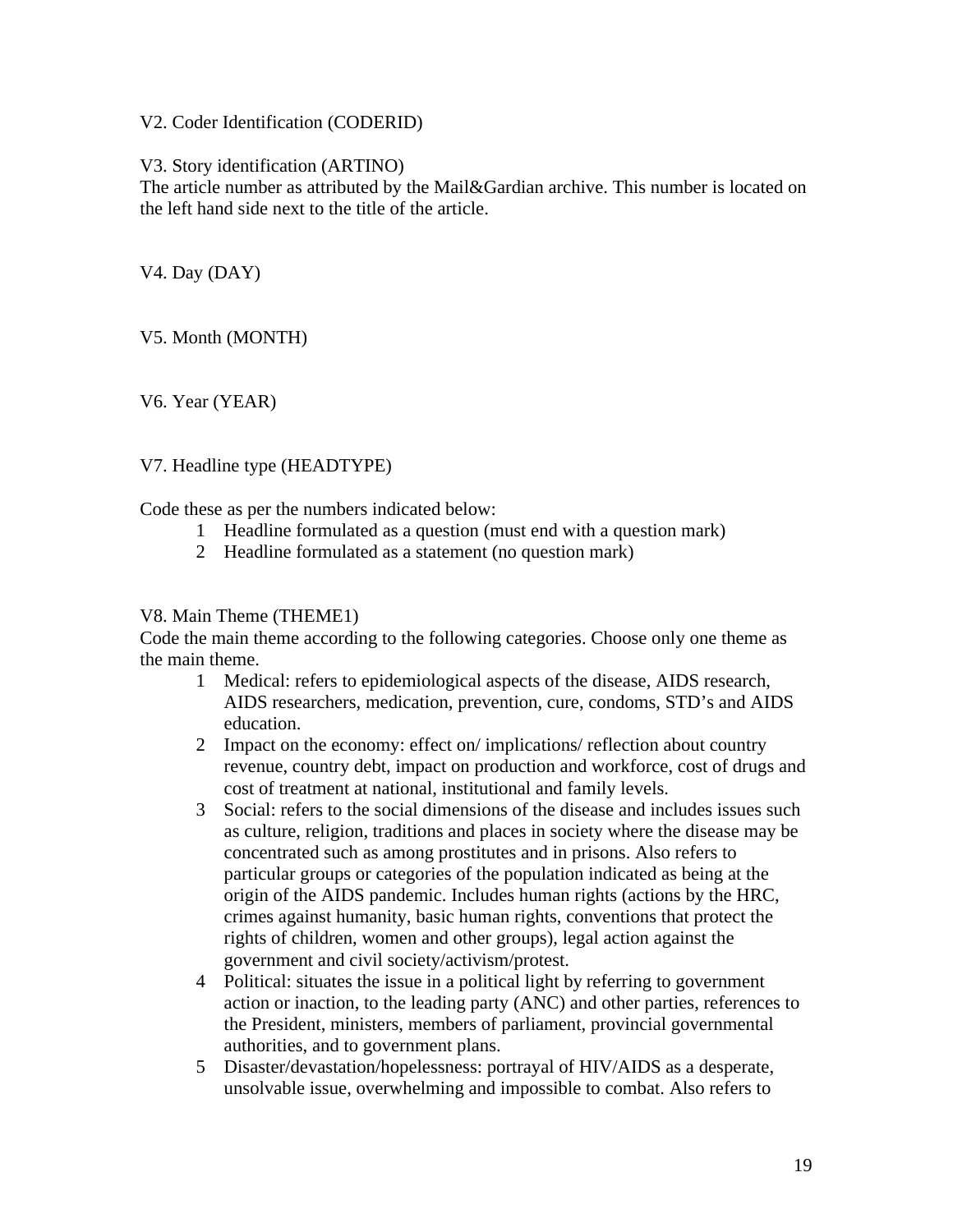V2. Coder Identification (CODERID)

V3. Story identification (ARTINO)
The article number as attributed by the Mail&Gardian archive. This number is located on the left hand side next to the title of the article.

V4. Day (DAY)

V5. Month (MONTH)

V6. Year (YEAR)

V7. Headline type (HEADTYPE)

Code these as per the numbers indicated below:

1. Headline formulated as a question (must end with a question mark)
2. Headline formulated as a statement (no question mark)

V8. Main Theme (THEME1)
Code the main theme according to the following categories. Choose only one theme as the main theme.

1. Medical: refers to epidemiological aspects of the disease, AIDS research, AIDS researchers, medication, prevention, cure, condoms, STD's and AIDS education.
2. Impact on the economy: effect on/ implications/ reflection about country revenue, country debt, impact on production and workforce, cost of drugs and cost of treatment at national, institutional and family levels.
3. Social: refers to the social dimensions of the disease and includes issues such as culture, religion, traditions and places in society where the disease may be concentrated such as among prostitutes and in prisons. Also refers to particular groups or categories of the population indicated as being at the origin of the AIDS pandemic. Includes human rights (actions by the HRC, crimes against humanity, basic human rights, conventions that protect the rights of children, women and other groups), legal action against the government and civil society/activism/protest.
4. Political: situates the issue in a political light by referring to government action or inaction, to the leading party (ANC) and other parties, references to the President, ministers, members of parliament, provincial governmental authorities, and to government plans.
5. Disaster/devastation/hopelessness: portrayal of HIV/AIDS as a desperate, unsolvable issue, overwhelming and impossible to combat. Also refers to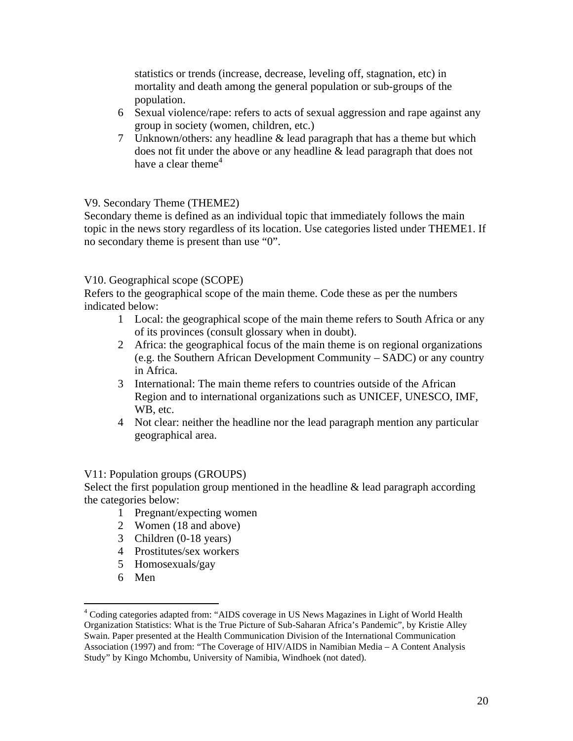statistics or trends (increase, decrease, leveling off, stagnation, etc) in mortality and death among the general population or sub-groups of the population.

6 Sexual violence/rape: refers to acts of sexual aggression and rape against any group in society (women, children, etc.)

7 Unknown/others: any headline & lead paragraph that has a theme but which does not fit under the above or any headline & lead paragraph that does not have a clear theme[4]

V9. Secondary Theme (THEME2)

Secondary theme is defined as an individual topic that immediately follows the main topic in the news story regardless of its location. Use categories listed under THEME1. If no secondary theme is present than use "0".

V10. Geographical scope (SCOPE)

Refers to the geographical scope of the main theme. Code these as per the numbers indicated below:

1 Local: the geographical scope of the main theme refers to South Africa or any of its provinces (consult glossary when in doubt).

2 Africa: the geographical focus of the main theme is on regional organizations (e.g. the Southern African Development Community – SADC) or any country in Africa.

3 International: The main theme refers to countries outside of the African Region and to international organizations such as UNICEF, UNESCO, IMF, WB, etc.

4 Not clear: neither the headline nor the lead paragraph mention any particular geographical area.

V11: Population groups (GROUPS)

Select the first population group mentioned in the headline & lead paragraph according the categories below:

1 Pregnant/expecting women

2 Women (18 and above)

3 Children (0-18 years)

4 Prostitutes/sex workers

5 Homosexuals/gay

6 Men

[4] Coding categories adapted from: "AIDS coverage in US News Magazines in Light of World Health Organization Statistics: What is the True Picture of Sub-Saharan Africa's Pandemic", by Kristie Alley Swain. Paper presented at the Health Communication Division of the International Communication Association (1997) and from: "The Coverage of HIV/AIDS in Namibian Media – A Content Analysis Study" by Kingo Mchombu, University of Namibia, Windhoek (not dated).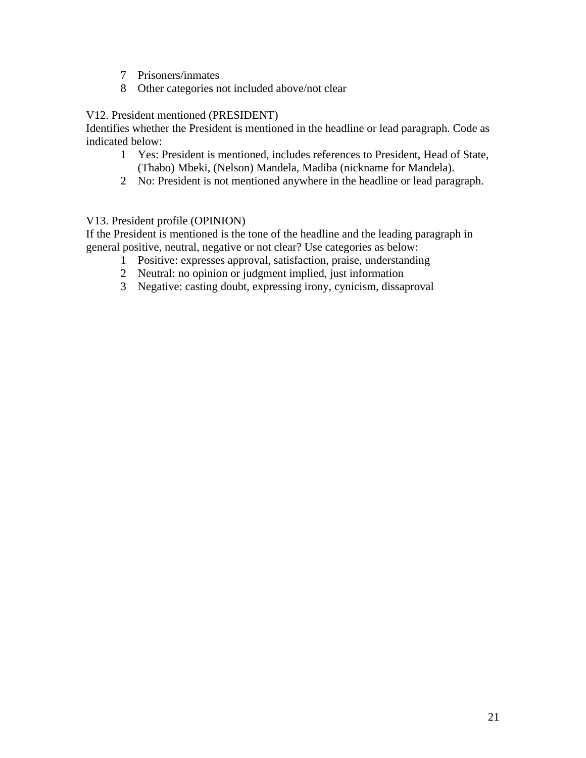7. Prisoners/inmates
8. Other categories not included above/not clear

V12. President mentioned (PRESIDENT)
Identifies whether the President is mentioned in the headline or lead paragraph. Code as indicated below:

1. Yes: President is mentioned, includes references to President, Head of State, (Thabo) Mbeki, (Nelson) Mandela, Madiba (nickname for Mandela).
2. No: President is not mentioned anywhere in the headline or lead paragraph.

V13. President profile (OPINION)
If the President is mentioned is the tone of the headline and the leading paragraph in general positive, neutral, negative or not clear? Use categories as below:

1. Positive: expresses approval, satisfaction, praise, understanding
2. Neutral: no opinion or judgment implied, just information
3. Negative: casting doubt, expressing irony, cynicism, dissaproval